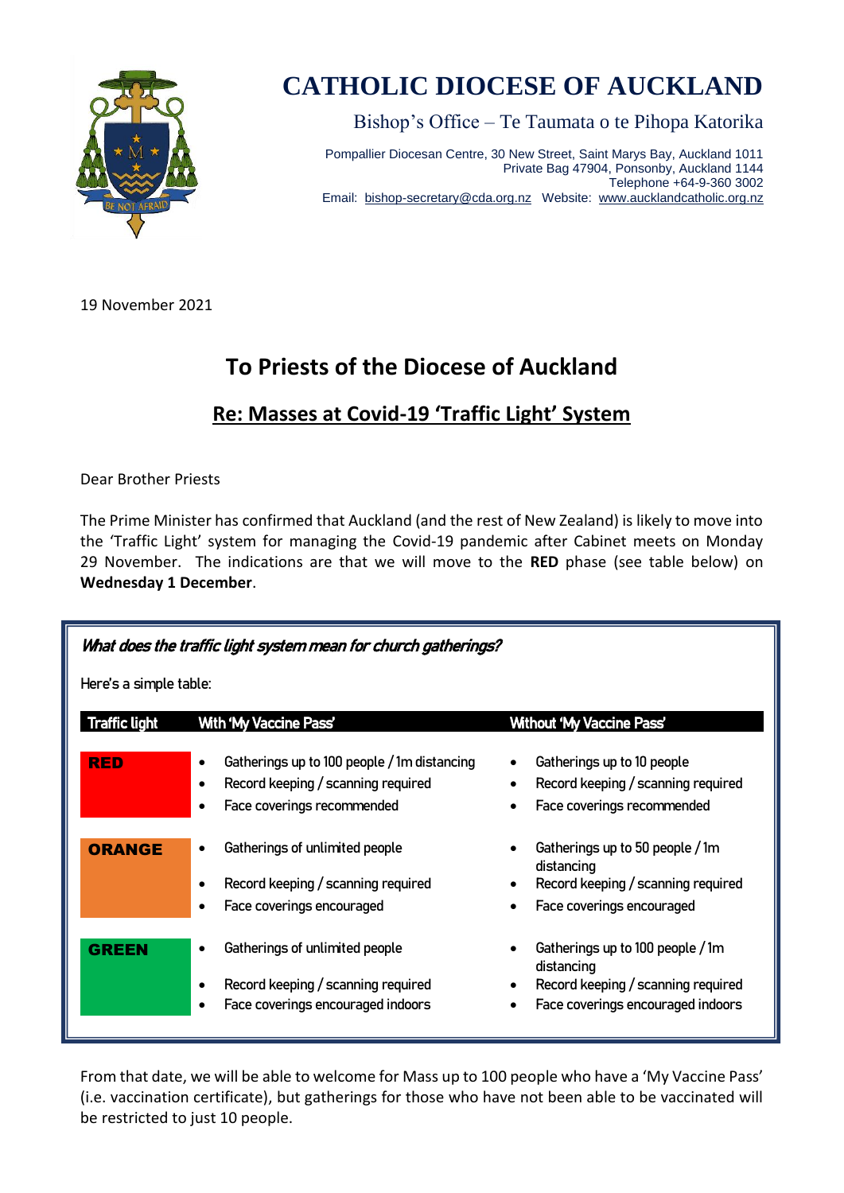# CATHOLIC DIOCESE OF AUCKLAND

Bishop's Office – Te Taumata o te Pihopa Katorika

Pompallier Diocesan Centre, 30 New Street, Saint Marys Bay, Auckland 1011
Private Bag 47904, Ponsonby, Auckland 1144
Telephone +64-9-360 3002
Email: bishop-secretary@cda.org.nz Website: www.aucklandcatholic.org.nz

19 November 2021

## To Priests of the Diocese of Auckland

### Re: Masses at Covid-19 'Traffic Light' System

Dear Brother Priests

The Prime Minister has confirmed that Auckland (and the rest of New Zealand) is likely to move into the 'Traffic Light' system for managing the Covid-19 pandemic after Cabinet meets on Monday 29 November. The indications are that we will move to the **RED** phase (see table below) on **Wednesday 1 December**.

***What does the traffic light system mean for church gatherings?***

Here's a simple table:

| Traffic light | With 'My Vaccine Pass' | Without 'My Vaccine Pass' |
|---|---|---|
| **RED** | • Gatherings up to 100 people / 1m distancing<br>• Record keeping / scanning required<br>• Face coverings recommended | • Gatherings up to 10 people<br>• Record keeping / scanning required<br>• Face coverings recommended |
| **ORANGE** | • Gatherings of unlimited people<br>• Record keeping / scanning required<br>• Face coverings encouraged | • Gatherings up to 50 people / 1m distancing<br>• Record keeping / scanning required<br>• Face coverings encouraged |
| **GREEN** | • Gatherings of unlimited people<br>• Record keeping / scanning required<br>• Face coverings encouraged indoors | • Gatherings up to 100 people / 1m distancing<br>• Record keeping / scanning required<br>• Face coverings encouraged indoors |

From that date, we will be able to welcome for Mass up to 100 people who have a 'My Vaccine Pass' (i.e. vaccination certificate), but gatherings for those who have not been able to be vaccinated will be restricted to just 10 people.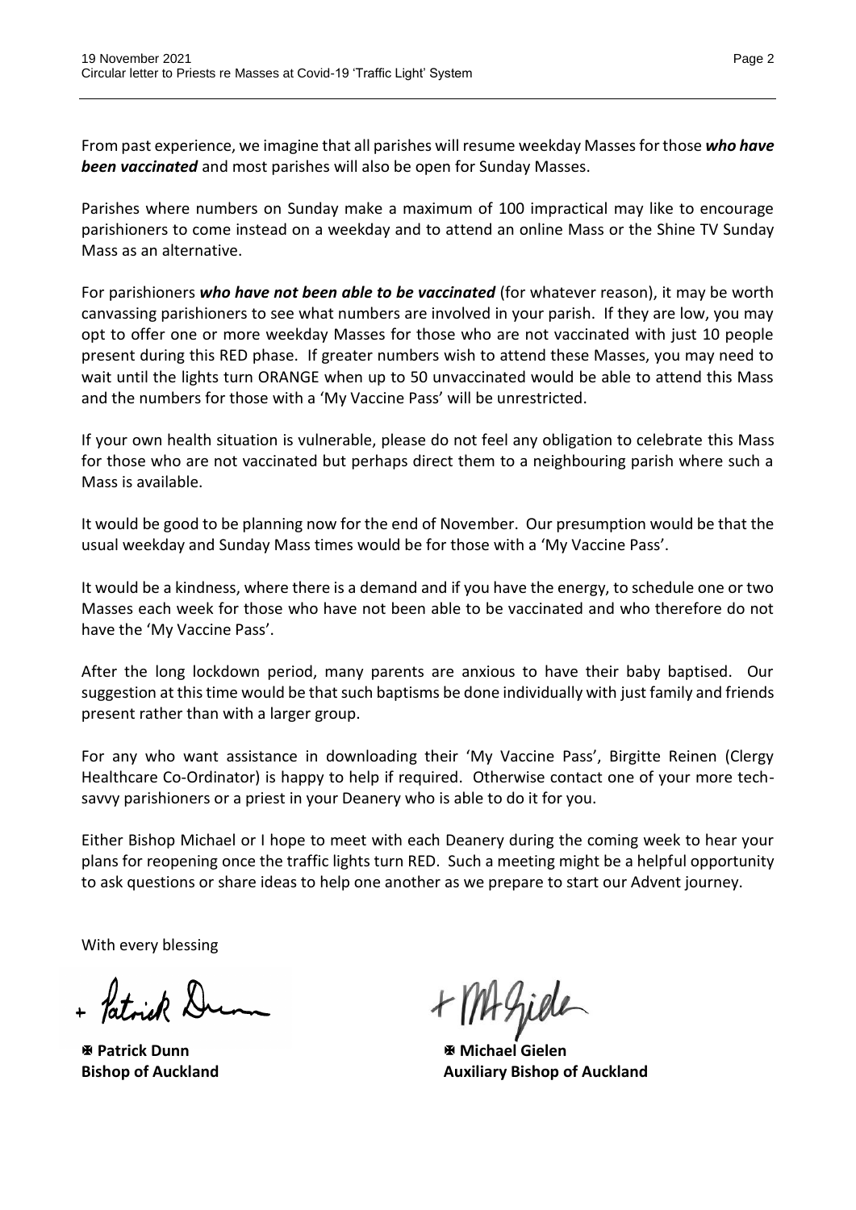From past experience, we imagine that all parishes will resume weekday Masses for those ***who have been vaccinated*** and most parishes will also be open for Sunday Masses.

Parishes where numbers on Sunday make a maximum of 100 impractical may like to encourage parishioners to come instead on a weekday and to attend an online Mass or the Shine TV Sunday Mass as an alternative.

For parishioners ***who have not been able to be vaccinated*** (for whatever reason), it may be worth canvassing parishioners to see what numbers are involved in your parish. If they are low, you may opt to offer one or more weekday Masses for those who are not vaccinated with just 10 people present during this RED phase. If greater numbers wish to attend these Masses, you may need to wait until the lights turn ORANGE when up to 50 unvaccinated would be able to attend this Mass and the numbers for those with a 'My Vaccine Pass' will be unrestricted.

If your own health situation is vulnerable, please do not feel any obligation to celebrate this Mass for those who are not vaccinated but perhaps direct them to a neighbouring parish where such a Mass is available.

It would be good to be planning now for the end of November. Our presumption would be that the usual weekday and Sunday Mass times would be for those with a 'My Vaccine Pass'.

It would be a kindness, where there is a demand and if you have the energy, to schedule one or two Masses each week for those who have not been able to be vaccinated and who therefore do not have the 'My Vaccine Pass'.

After the long lockdown period, many parents are anxious to have their baby baptised. Our suggestion at this time would be that such baptisms be done individually with just family and friends present rather than with a larger group.

For any who want assistance in downloading their 'My Vaccine Pass', Birgitte Reinen (Clergy Healthcare Co-Ordinator) is happy to help if required. Otherwise contact one of your more tech-savvy parishioners or a priest in your Deanery who is able to do it for you.

Either Bishop Michael or I hope to meet with each Deanery during the coming week to hear your plans for reopening once the traffic lights turn RED. Such a meeting might be a helpful opportunity to ask questions or share ideas to help one another as we prepare to start our Advent journey.

With every blessing

+ Patrick Dunn

✠ **Patrick Dunn**
**Bishop of Auckland**

+ M Giele

✠ **Michael Gielen**
**Auxiliary Bishop of Auckland**